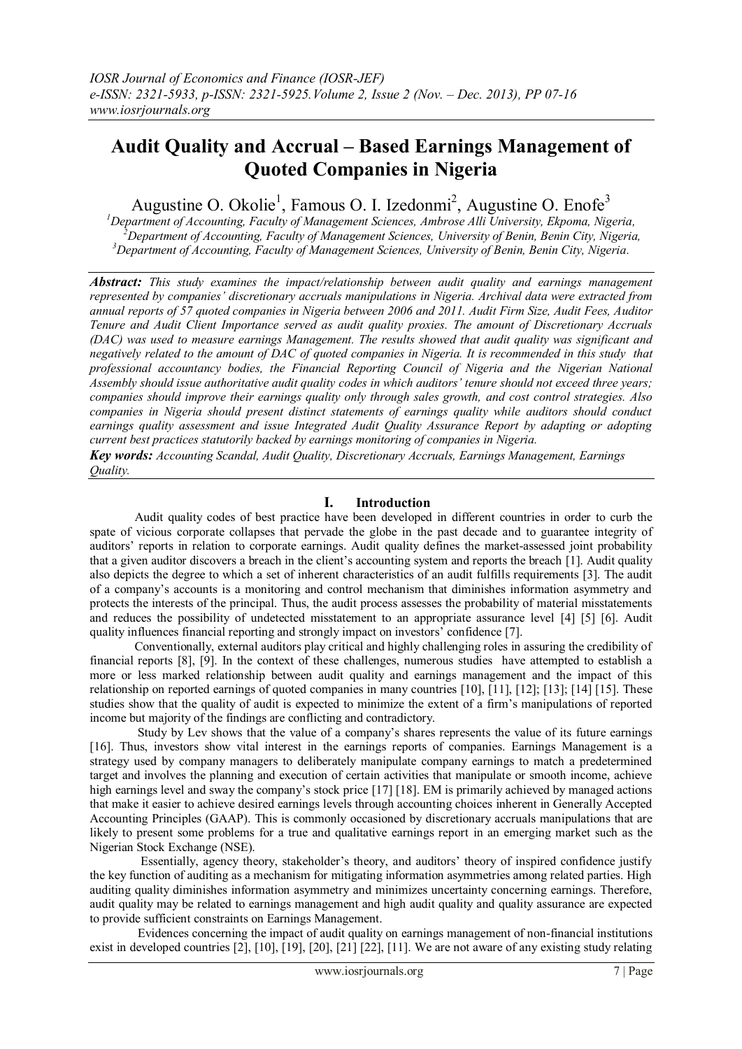# Audit Quality and Accrual – Based Earnings Management of Quoted Companies in Nigeria

Augustine O. Okolie[1], Famous O. I. Izedonmi[2], Augustine O. Enofe[3]

[1]*Department of Accounting, Faculty of Management Sciences, Ambrose Alli University, Ekpoma, Nigeria,*
[2]*Department of Accounting, Faculty of Management Sciences, University of Benin, Benin City, Nigeria,*
[3]*Department of Accounting, Faculty of Management Sciences, University of Benin, Benin City, Nigeria.*

***Abstract:*** *This study examines the impact/relationship between audit quality and earnings management represented by companies' discretionary accruals manipulations in Nigeria. Archival data were extracted from annual reports of 57 quoted companies in Nigeria between 2006 and 2011. Audit Firm Size, Audit Fees, Auditor Tenure and Audit Client Importance served as audit quality proxies. The amount of Discretionary Accruals (DAC) was used to measure earnings Management. The results showed that audit quality was significant and negatively related to the amount of DAC of quoted companies in Nigeria. It is recommended in this study that professional accountancy bodies, the Financial Reporting Council of Nigeria and the Nigerian National Assembly should issue authoritative audit quality codes in which auditors' tenure should not exceed three years; companies should improve their earnings quality only through sales growth, and cost control strategies. Also companies in Nigeria should present distinct statements of earnings quality while auditors should conduct earnings quality assessment and issue Integrated Audit Quality Assurance Report by adapting or adopting current best practices statutorily backed by earnings monitoring of companies in Nigeria.*

***Key words:*** *Accounting Scandal, Audit Quality, Discretionary Accruals, Earnings Management, Earnings Quality.*

## I. Introduction

Audit quality codes of best practice have been developed in different countries in order to curb the spate of vicious corporate collapses that pervade the globe in the past decade and to guarantee integrity of auditors' reports in relation to corporate earnings. Audit quality defines the market-assessed joint probability that a given auditor discovers a breach in the client's accounting system and reports the breach [1]. Audit quality also depicts the degree to which a set of inherent characteristics of an audit fulfills requirements [3]. The audit of a company's accounts is a monitoring and control mechanism that diminishes information asymmetry and protects the interests of the principal. Thus, the audit process assesses the probability of material misstatements and reduces the possibility of undetected misstatement to an appropriate assurance level [4] [5] [6]. Audit quality influences financial reporting and strongly impact on investors' confidence [7].

Conventionally, external auditors play critical and highly challenging roles in assuring the credibility of financial reports [8], [9]. In the context of these challenges, numerous studies have attempted to establish a more or less marked relationship between audit quality and earnings management and the impact of this relationship on reported earnings of quoted companies in many countries [10], [11], [12]; [13]; [14] [15]. These studies show that the quality of audit is expected to minimize the extent of a firm's manipulations of reported income but majority of the findings are conflicting and contradictory.

Study by Lev shows that the value of a company's shares represents the value of its future earnings [16]. Thus, investors show vital interest in the earnings reports of companies. Earnings Management is a strategy used by company managers to deliberately manipulate company earnings to match a predetermined target and involves the planning and execution of certain activities that manipulate or smooth income, achieve high earnings level and sway the company's stock price [17] [18]. EM is primarily achieved by managed actions that make it easier to achieve desired earnings levels through accounting choices inherent in Generally Accepted Accounting Principles (GAAP). This is commonly occasioned by discretionary accruals manipulations that are likely to present some problems for a true and qualitative earnings report in an emerging market such as the Nigerian Stock Exchange (NSE).

Essentially, agency theory, stakeholder's theory, and auditors' theory of inspired confidence justify the key function of auditing as a mechanism for mitigating information asymmetries among related parties. High auditing quality diminishes information asymmetry and minimizes uncertainty concerning earnings. Therefore, audit quality may be related to earnings management and high audit quality and quality assurance are expected to provide sufficient constraints on Earnings Management.

Evidences concerning the impact of audit quality on earnings management of non-financial institutions exist in developed countries [2], [10], [19], [20], [21] [22], [11]. We are not aware of any existing study relating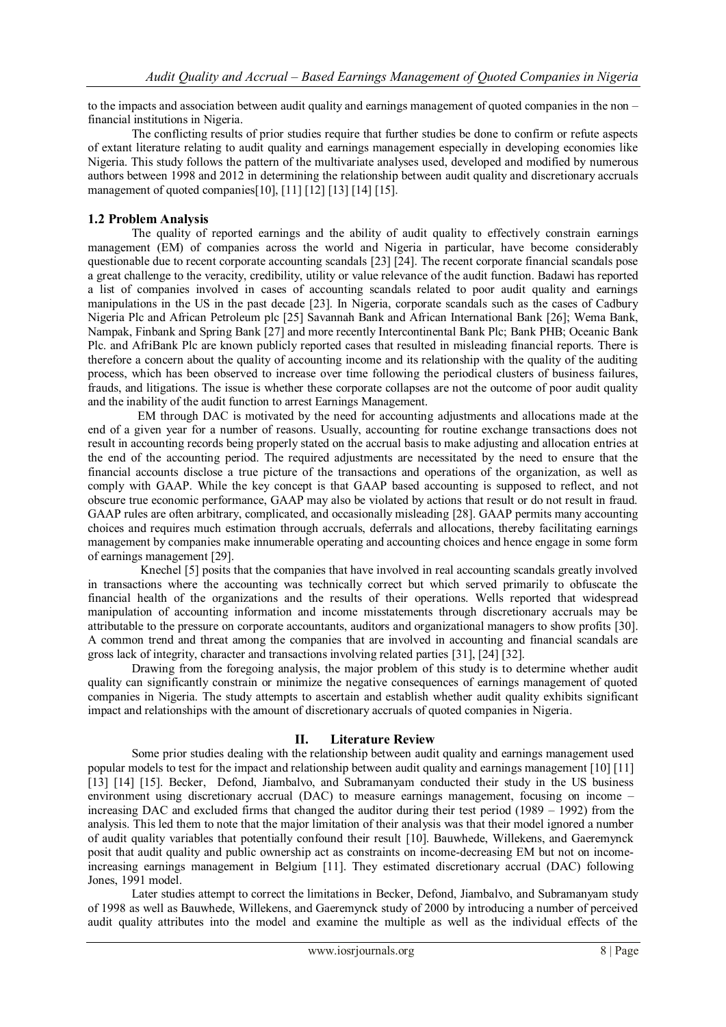to the impacts and association between audit quality and earnings management of quoted companies in the non – financial institutions in Nigeria.

The conflicting results of prior studies require that further studies be done to confirm or refute aspects of extant literature relating to audit quality and earnings management especially in developing economies like Nigeria. This study follows the pattern of the multivariate analyses used, developed and modified by numerous authors between 1998 and 2012 in determining the relationship between audit quality and discretionary accruals management of quoted companies[10], [11] [12] [13] [14] [15].

### 1.2 Problem Analysis

The quality of reported earnings and the ability of audit quality to effectively constrain earnings management (EM) of companies across the world and Nigeria in particular, have become considerably questionable due to recent corporate accounting scandals [23] [24]. The recent corporate financial scandals pose a great challenge to the veracity, credibility, utility or value relevance of the audit function. Badawi has reported a list of companies involved in cases of accounting scandals related to poor audit quality and earnings manipulations in the US in the past decade [23]. In Nigeria, corporate scandals such as the cases of Cadbury Nigeria Plc and African Petroleum plc [25] Savannah Bank and African International Bank [26]; Wema Bank, Nampak, Finbank and Spring Bank [27] and more recently Intercontinental Bank Plc; Bank PHB; Oceanic Bank Plc. and AfriBank Plc are known publicly reported cases that resulted in misleading financial reports. There is therefore a concern about the quality of accounting income and its relationship with the quality of the auditing process, which has been observed to increase over time following the periodical clusters of business failures, frauds, and litigations. The issue is whether these corporate collapses are not the outcome of poor audit quality and the inability of the audit function to arrest Earnings Management.

EM through DAC is motivated by the need for accounting adjustments and allocations made at the end of a given year for a number of reasons. Usually, accounting for routine exchange transactions does not result in accounting records being properly stated on the accrual basis to make adjusting and allocation entries at the end of the accounting period. The required adjustments are necessitated by the need to ensure that the financial accounts disclose a true picture of the transactions and operations of the organization, as well as comply with GAAP. While the key concept is that GAAP based accounting is supposed to reflect, and not obscure true economic performance, GAAP may also be violated by actions that result or do not result in fraud. GAAP rules are often arbitrary, complicated, and occasionally misleading [28]. GAAP permits many accounting choices and requires much estimation through accruals, deferrals and allocations, thereby facilitating earnings management by companies make innumerable operating and accounting choices and hence engage in some form of earnings management [29].

Knechel [5] posits that the companies that have involved in real accounting scandals greatly involved in transactions where the accounting was technically correct but which served primarily to obfuscate the financial health of the organizations and the results of their operations. Wells reported that widespread manipulation of accounting information and income misstatements through discretionary accruals may be attributable to the pressure on corporate accountants, auditors and organizational managers to show profits [30]. A common trend and threat among the companies that are involved in accounting and financial scandals are gross lack of integrity, character and transactions involving related parties [31], [24] [32].

Drawing from the foregoing analysis, the major problem of this study is to determine whether audit quality can significantly constrain or minimize the negative consequences of earnings management of quoted companies in Nigeria. The study attempts to ascertain and establish whether audit quality exhibits significant impact and relationships with the amount of discretionary accruals of quoted companies in Nigeria.

## II. Literature Review

Some prior studies dealing with the relationship between audit quality and earnings management used popular models to test for the impact and relationship between audit quality and earnings management [10] [11] [13] [14] [15]. Becker, Defond, Jiambalvo, and Subramanyam conducted their study in the US business environment using discretionary accrual (DAC) to measure earnings management, focusing on income – increasing DAC and excluded firms that changed the auditor during their test period (1989 – 1992) from the analysis. This led them to note that the major limitation of their analysis was that their model ignored a number of audit quality variables that potentially confound their result [10]. Bauwhede, Willekens, and Gaeremynck posit that audit quality and public ownership act as constraints on income-decreasing EM but not on income-increasing earnings management in Belgium [11]. They estimated discretionary accrual (DAC) following Jones, 1991 model.

Later studies attempt to correct the limitations in Becker, Defond, Jiambalvo, and Subramanyam study of 1998 as well as Bauwhede, Willekens, and Gaeremynck study of 2000 by introducing a number of perceived audit quality attributes into the model and examine the multiple as well as the individual effects of the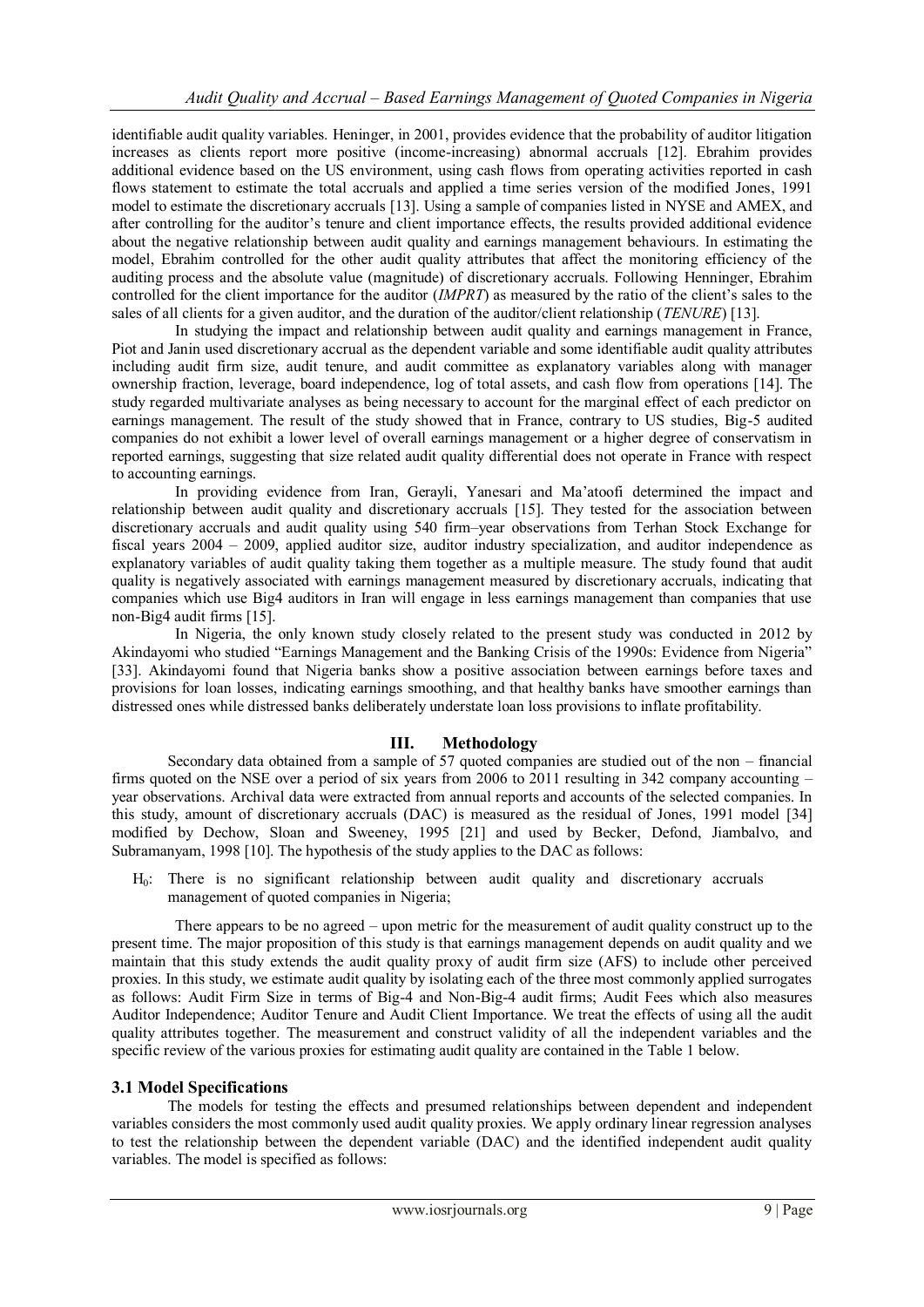identifiable audit quality variables. Heninger, in 2001, provides evidence that the probability of auditor litigation increases as clients report more positive (income-increasing) abnormal accruals [12]. Ebrahim provides additional evidence based on the US environment, using cash flows from operating activities reported in cash flows statement to estimate the total accruals and applied a time series version of the modified Jones, 1991 model to estimate the discretionary accruals [13]. Using a sample of companies listed in NYSE and AMEX, and after controlling for the auditor's tenure and client importance effects, the results provided additional evidence about the negative relationship between audit quality and earnings management behaviours. In estimating the model, Ebrahim controlled for the other audit quality attributes that affect the monitoring efficiency of the auditing process and the absolute value (magnitude) of discretionary accruals. Following Henninger, Ebrahim controlled for the client importance for the auditor (*IMPRT*) as measured by the ratio of the client's sales to the sales of all clients for a given auditor, and the duration of the auditor/client relationship (*TENURE*) [13].

In studying the impact and relationship between audit quality and earnings management in France, Piot and Janin used discretionary accrual as the dependent variable and some identifiable audit quality attributes including audit firm size, audit tenure, and audit committee as explanatory variables along with manager ownership fraction, leverage, board independence, log of total assets, and cash flow from operations [14]. The study regarded multivariate analyses as being necessary to account for the marginal effect of each predictor on earnings management. The result of the study showed that in France, contrary to US studies, Big-5 audited companies do not exhibit a lower level of overall earnings management or a higher degree of conservatism in reported earnings, suggesting that size related audit quality differential does not operate in France with respect to accounting earnings.

In providing evidence from Iran, Gerayli, Yanesari and Ma'atoofi determined the impact and relationship between audit quality and discretionary accruals [15]. They tested for the association between discretionary accruals and audit quality using 540 firm–year observations from Terhan Stock Exchange for fiscal years 2004 – 2009, applied auditor size, auditor industry specialization, and auditor independence as explanatory variables of audit quality taking them together as a multiple measure. The study found that audit quality is negatively associated with earnings management measured by discretionary accruals, indicating that companies which use Big4 auditors in Iran will engage in less earnings management than companies that use non-Big4 audit firms [15].

In Nigeria, the only known study closely related to the present study was conducted in 2012 by Akindayomi who studied "Earnings Management and the Banking Crisis of the 1990s: Evidence from Nigeria" [33]. Akindayomi found that Nigeria banks show a positive association between earnings before taxes and provisions for loan losses, indicating earnings smoothing, and that healthy banks have smoother earnings than distressed ones while distressed banks deliberately understate loan loss provisions to inflate profitability.

## III. Methodology

Secondary data obtained from a sample of 57 quoted companies are studied out of the non – financial firms quoted on the NSE over a period of six years from 2006 to 2011 resulting in 342 company accounting – year observations. Archival data were extracted from annual reports and accounts of the selected companies. In this study, amount of discretionary accruals (DAC) is measured as the residual of Jones, 1991 model [34] modified by Dechow, Sloan and Sweeney, 1995 [21] and used by Becker, Defond, Jiambalvo, and Subramanyam, 1998 [10]. The hypothesis of the study applies to the DAC as follows:

$H_0$: There is no significant relationship between audit quality and discretionary accruals management of quoted companies in Nigeria;

There appears to be no agreed – upon metric for the measurement of audit quality construct up to the present time. The major proposition of this study is that earnings management depends on audit quality and we maintain that this study extends the audit quality proxy of audit firm size (AFS) to include other perceived proxies. In this study, we estimate audit quality by isolating each of the three most commonly applied surrogates as follows: Audit Firm Size in terms of Big-4 and Non-Big-4 audit firms; Audit Fees which also measures Auditor Independence; Auditor Tenure and Audit Client Importance. We treat the effects of using all the audit quality attributes together. The measurement and construct validity of all the independent variables and the specific review of the various proxies for estimating audit quality are contained in the Table 1 below.

### 3.1 Model Specifications

The models for testing the effects and presumed relationships between dependent and independent variables considers the most commonly used audit quality proxies. We apply ordinary linear regression analyses to test the relationship between the dependent variable (DAC) and the identified independent audit quality variables. The model is specified as follows: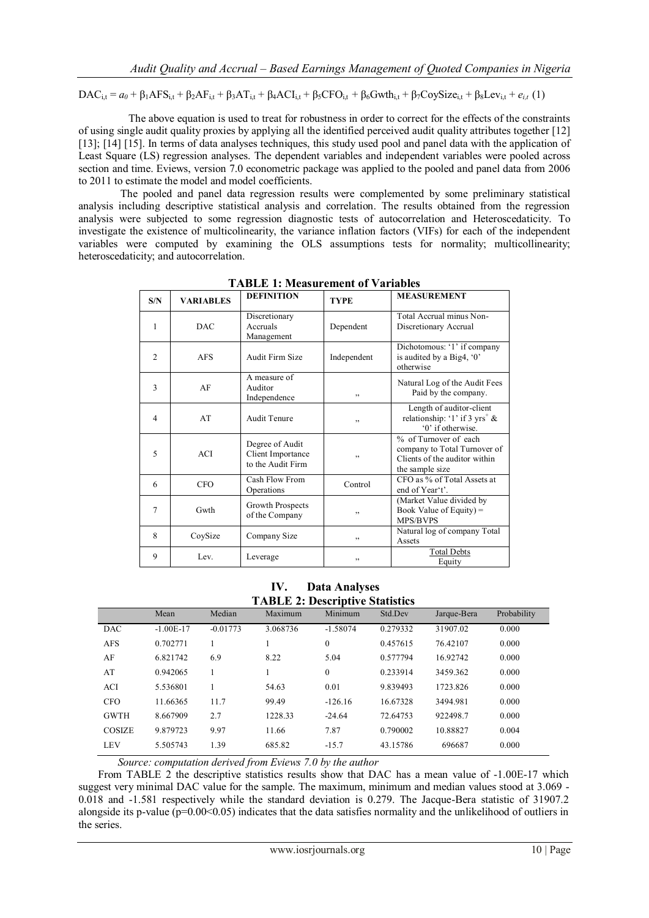$$DAC_{i,t} = a_0 + \beta_1 AFS_{i,t} + \beta_2 AF_{i,t} + \beta_3 AT_{i,t} + \beta_4 ACI_{i,t} + \beta_5 CFO_{i,t} + \beta_6 Gwth_{i,t} + \beta_7 CoySize_{i,t} + \beta_8 Lev_{i,t} + e_{i,t} \quad (1)$$

The above equation is used to treat for robustness in order to correct for the effects of the constraints of using single audit quality proxies by applying all the identified perceived audit quality attributes together [12] [13]; [14] [15]. In terms of data analyses techniques, this study used pool and panel data with the application of Least Square (LS) regression analyses. The dependent variables and independent variables were pooled across section and time. Eviews, version 7.0 econometric package was applied to the pooled and panel data from 2006 to 2011 to estimate the model and model coefficients.

The pooled and panel data regression results were complemented by some preliminary statistical analysis including descriptive statistical analysis and correlation. The results obtained from the regression analysis were subjected to some regression diagnostic tests of autocorrelation and Heteroscedaticity. To investigate the existence of multicolinearity, the variance inflation factors (VIFs) for each of the independent variables were computed by examining the OLS assumptions tests for normality; multicollinearity; heteroscedaticity; and autocorrelation.

**TABLE 1: Measurement of Variables**

| S/N | VARIABLES | DEFINITION | TYPE | MEASUREMENT |
|---|---|---|---|---|
| 1 | DAC | Discretionary Accruals Management | Dependent | Total Accrual minus Non-Discretionary Accrual |
| 2 | AFS | Audit Firm Size | Independent | Dichotomous: '1' if company is audited by a Big4, '0' otherwise |
| 3 | AF | A measure of Auditor Independence | ,, | Natural Log of the Audit Fees Paid by the company. |
| 4 | AT | Audit Tenure | ,, | Length of auditor-client relationship: '1' if 3 yrs⁺ & '0' if otherwise. |
| 5 | ACI | Degree of Audit Client Importance to the Audit Firm | ,, | % of Turnover of each company to Total Turnover of Clients of the auditor within the sample size |
| 6 | CFO | Cash Flow From Operations | Control | CFO as % of Total Assets at end of Year't'. |
| 7 | Gwth | Growth Prospects of the Company | ,, | (Market Value divided by Book Value of Equity) = MPS/BVPS |
| 8 | CoySize | Company Size | ,, | Natural log of company Total Assets |
| 9 | Lev. | Leverage | ,, | Total Debts / Equity |

## IV. Data Analyses

**TABLE 2: Descriptive Statistics**

| | Mean | Median | Maximum | Minimum | Std.Dev | Jarque-Bera | Probability |
|---|---|---|---|---|---|---|---|
| DAC | -1.00E-17 | -0.01773 | 3.068736 | -1.58074 | 0.279332 | 31907.02 | 0.000 |
| AFS | 0.702771 | 1 | 1 | 0 | 0.457615 | 76.42107 | 0.000 |
| AF | 6.821742 | 6.9 | 8.22 | 5.04 | 0.577794 | 16.92742 | 0.000 |
| AT | 0.942065 | 1 | 1 | 0 | 0.233914 | 3459.362 | 0.000 |
| ACI | 5.536801 | 1 | 54.63 | 0.01 | 9.839493 | 1723.826 | 0.000 |
| CFO | 11.66365 | 11.7 | 99.49 | -126.16 | 16.67328 | 3494.981 | 0.000 |
| GWTH | 8.667909 | 2.7 | 1228.33 | -24.64 | 72.64753 | 922498.7 | 0.000 |
| COSIZE | 9.879723 | 9.97 | 11.66 | 7.87 | 0.790002 | 10.88827 | 0.004 |
| LEV | 5.505743 | 1.39 | 685.82 | -15.7 | 43.15786 | 696687 | 0.000 |

*Source: computation derived from Eviews 7.0 by the author*

From TABLE 2 the descriptive statistics results show that DAC has a mean value of -1.00E-17 which suggest very minimal DAC value for the sample. The maximum, minimum and median values stood at 3.069 - 0.018 and -1.581 respectively while the standard deviation is 0.279. The Jacque-Bera statistic of 31907.2 alongside its p-value ($p=0.00<0.05$) indicates that the data satisfies normality and the unlikelihood of outliers in the series.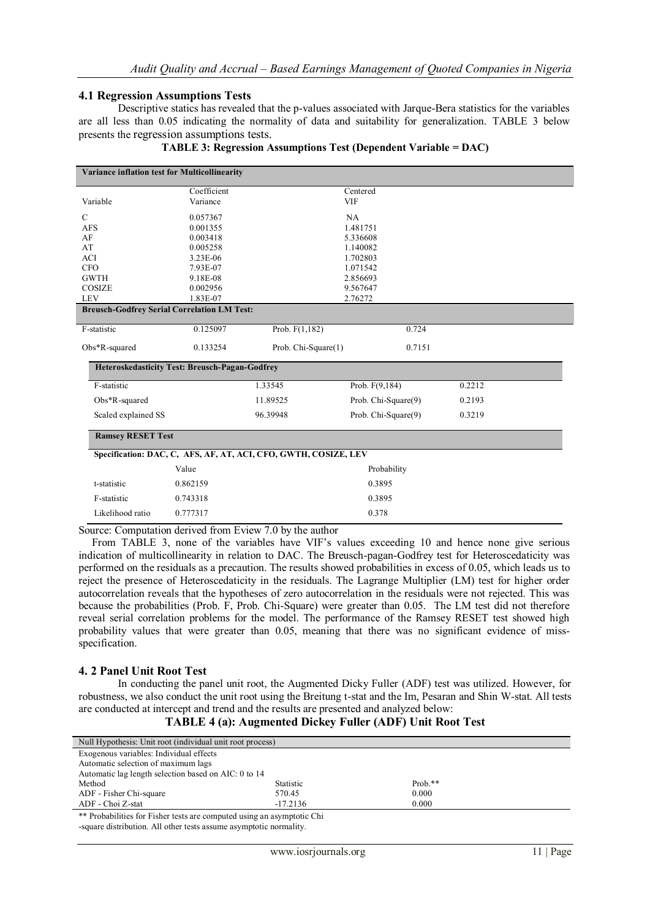## 4.1 Regression Assumptions Tests

Descriptive statics has revealed that the p-values associated with Jarque-Bera statistics for the variables are all less than 0.05 indicating the normality of data and suitability for generalization. TABLE 3 below presents the regression assumptions tests.

**TABLE 3: Regression Assumptions Test (Dependent Variable = DAC)**

| **Variance inflation test for Multicollinearity** | | | |
|---|---|---|---|
| Variable | Coefficient Variance | Centered VIF | |
| C | 0.057367 | NA | |
| AFS | 0.001355 | 1.481751 | |
| AF | 0.003418 | 5.336608 | |
| AT | 0.005258 | 1.140082 | |
| ACI | 3.23E-06 | 1.702803 | |
| CFO | 7.93E-07 | 1.071542 | |
| GWTH | 9.18E-08 | 2.856693 | |
| COSIZE | 0.002956 | 9.567647 | |
| LEV | 1.83E-07 | 2.76272 | |
| **Breusch-Godfrey Serial Correlation LM Test:** | | | |
| F-statistic | 0.125097 | Prob. F(1,182) | 0.724 |
| Obs*R-squared | 0.133254 | Prob. Chi-Square(1) | 0.7151 |
| **Heteroskedasticity Test: Breusch-Pagan-Godfrey** | | | |
| F-statistic | 1.33545 | Prob. F(9,184) | 0.2212 |
| Obs*R-squared | 11.89525 | Prob. Chi-Square(9) | 0.2193 |
| Scaled explained SS | 96.39948 | Prob. Chi-Square(9) | 0.3219 |
| **Ramsey RESET Test** | | | |
| **Specification: DAC, C, AFS, AF, AT, ACI, CFO, GWTH, COSIZE, LEV** | | | |
| | Value | Probability | |
| t-statistic | 0.862159 | 0.3895 | |
| F-statistic | 0.743318 | 0.3895 | |
| Likelihood ratio | 0.777317 | 0.378 | |

Source: Computation derived from Eview 7.0 by the author

From TABLE 3, none of the variables have VIF's values exceeding 10 and hence none give serious indication of multicollinearity in relation to DAC. The Breusch-pagan-Godfrey test for Heteroscedaticity was performed on the residuals as a precaution. The results showed probabilities in excess of 0.05, which leads us to reject the presence of Heteroscedaticity in the residuals. The Lagrange Multiplier (LM) test for higher order autocorrelation reveals that the hypotheses of zero autocorrelation in the residuals were not rejected. This was because the probabilities (Prob. F, Prob. Chi-Square) were greater than 0.05. The LM test did not therefore reveal serial correlation problems for the model. The performance of the Ramsey RESET test showed high probability values that were greater than 0.05, meaning that there was no significant evidence of miss-specification.

## 4.2 Panel Unit Root Test

In conducting the panel unit root, the Augmented Dicky Fuller (ADF) test was utilized. However, for robustness, we also conduct the unit root using the Breitung t-stat and the Im, Pesaran and Shin W-stat. All tests are conducted at intercept and trend and the results are presented and analyzed below:

**TABLE 4 (a): Augmented Dickey Fuller (ADF) Unit Root Test**

| Null Hypothesis: Unit root (individual unit root process) | | |
|---|---|---|
| Exogenous variables: Individual effects | | |
| Automatic selection of maximum lags | | |
| Automatic lag length selection based on AIC: 0 to 14 | | |
| Method | Statistic | Prob.** |
| ADF - Fisher Chi-square | 570.45 | 0.000 |
| ADF - Choi Z-stat | -17.2136 | 0.000 |

** Probabilities for Fisher tests are computed using an asymptotic Chi -square distribution. All other tests assume asymptotic normality.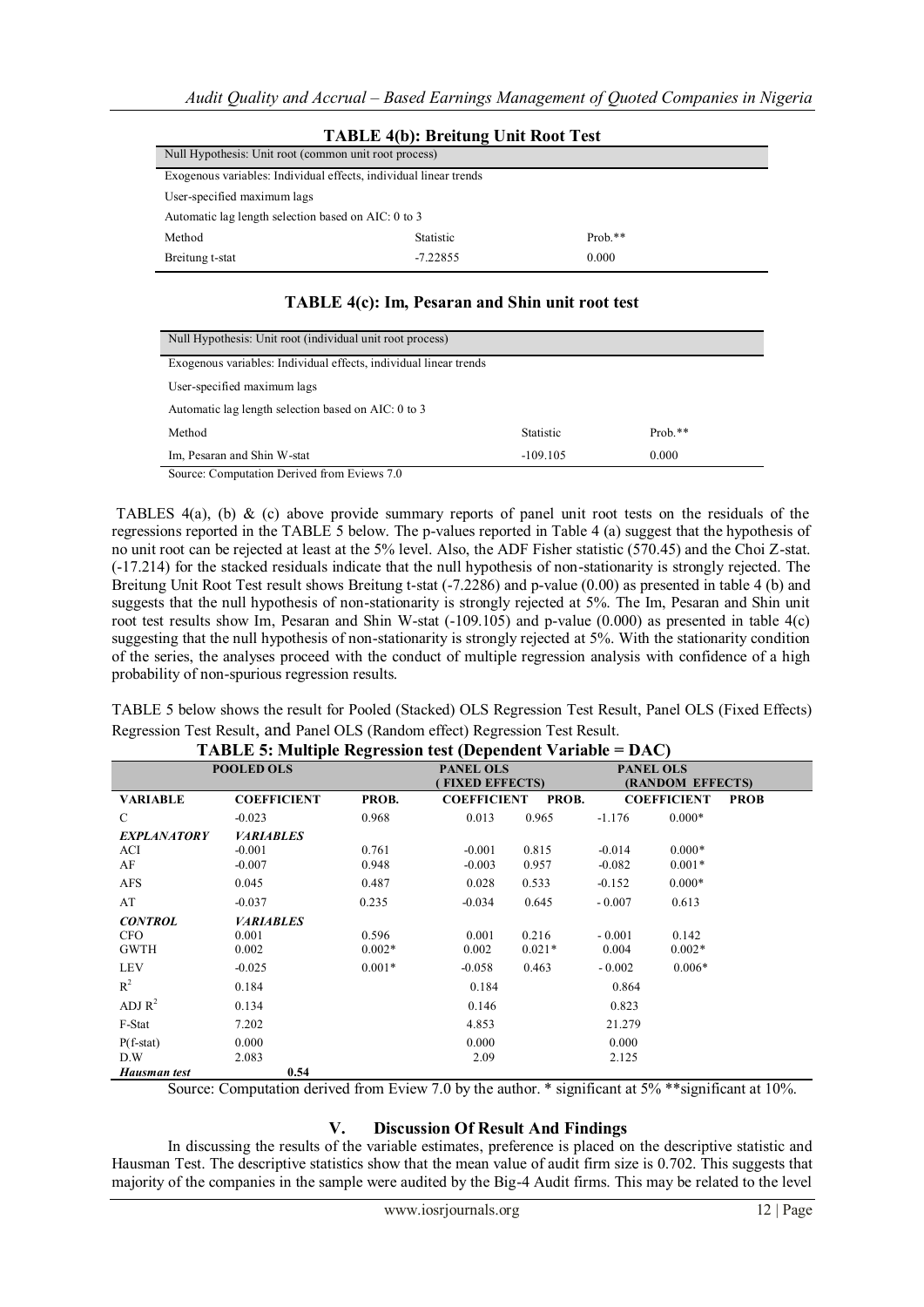**TABLE 4(b): Breitung Unit Root Test**

| Null Hypothesis: Unit root (common unit root process) | | |
|---|---|---|
| Exogenous variables: Individual effects, individual linear trends | | |
| User-specified maximum lags | | |
| Automatic lag length selection based on AIC: 0 to 3 | | |
| Method | Statistic | Prob.** |
| Breitung t-stat | -7.22855 | 0.000 |

**TABLE 4(c): Im, Pesaran and Shin unit root test**

| Null Hypothesis: Unit root (individual unit root process) | | |
|---|---|---|
| Exogenous variables: Individual effects, individual linear trends | | |
| User-specified maximum lags | | |
| Automatic lag length selection based on AIC: 0 to 3 | | |
| Method | Statistic | Prob.** |
| Im, Pesaran and Shin W-stat | -109.105 | 0.000 |

Source: Computation Derived from Eviews 7.0

TABLES 4(a), (b) & (c) above provide summary reports of panel unit root tests on the residuals of the regressions reported in the TABLE 5 below. The p-values reported in Table 4 (a) suggest that the hypothesis of no unit root can be rejected at least at the 5% level. Also, the ADF Fisher statistic (570.45) and the Choi Z-stat. (-17.214) for the stacked residuals indicate that the null hypothesis of non-stationarity is strongly rejected. The Breitung Unit Root Test result shows Breitung t-stat (-7.2286) and p-value (0.00) as presented in table 4 (b) and suggests that the null hypothesis of non-stationarity is strongly rejected at 5%. The Im, Pesaran and Shin unit root test results show Im, Pesaran and Shin W-stat (-109.105) and p-value (0.000) as presented in table 4(c) suggesting that the null hypothesis of non-stationarity is strongly rejected at 5%. With the stationarity condition of the series, the analyses proceed with the conduct of multiple regression analysis with confidence of a high probability of non-spurious regression results.

TABLE 5 below shows the result for Pooled (Stacked) OLS Regression Test Result, Panel OLS (Fixed Effects) Regression Test Result, and Panel OLS (Random effect) Regression Test Result.

**TABLE 5: Multiple Regression test (Dependent Variable = DAC)**

| | POOLED OLS | | PANEL OLS (FIXED EFFECTS) | | PANEL OLS (RANDOM EFFECTS) | |
|---|---|---|---|---|---|---|
| **VARIABLE** | **COEFFICIENT** | **PROB.** | **COEFFICIENT** | **PROB.** | **COEFFICIENT** | **PROB** |
| C | -0.023 | 0.968 | 0.013 | 0.965 | -1.176 | 0.000* |
| ***EXPLANATORY*** | ***VARIABLES*** | | | | | |
| ACI | -0.001 | 0.761 | -0.001 | 0.815 | -0.014 | 0.000* |
| AF | -0.007 | 0.948 | -0.003 | 0.957 | -0.082 | 0.001* |
| AFS | 0.045 | 0.487 | 0.028 | 0.533 | -0.152 | 0.000* |
| AT | -0.037 | 0.235 | -0.034 | 0.645 | -0.007 | 0.613 |
| ***CONTROL*** | ***VARIABLES*** | | | | | |
| CFO | 0.001 | 0.596 | 0.001 | 0.216 | -0.001 | 0.142 |
| GWTH | 0.002 | 0.002* | 0.002 | 0.021* | 0.004 | 0.002* |
| LEV | -0.025 | 0.001* | -0.058 | 0.463 | -0.002 | 0.006* |
| $R^2$ | 0.184 | | 0.184 | | 0.864 | |
| ADJ $R^2$ | 0.134 | | 0.146 | | 0.823 | |
| F-Stat | 7.202 | | 4.853 | | 21.279 | |
| P(f-stat) | 0.000 | | 0.000 | | 0.000 | |
| D.W | 2.083 | | 2.09 | | 2.125 | |
| ***Hausman test*** | **0.54** | | | | | |

Source: Computation derived from Eview 7.0 by the author. * significant at 5% **significant at 10%.

## V. Discussion Of Result And Findings

In discussing the results of the variable estimates, preference is placed on the descriptive statistic and Hausman Test. The descriptive statistics show that the mean value of audit firm size is 0.702. This suggests that majority of the companies in the sample were audited by the Big-4 Audit firms. This may be related to the level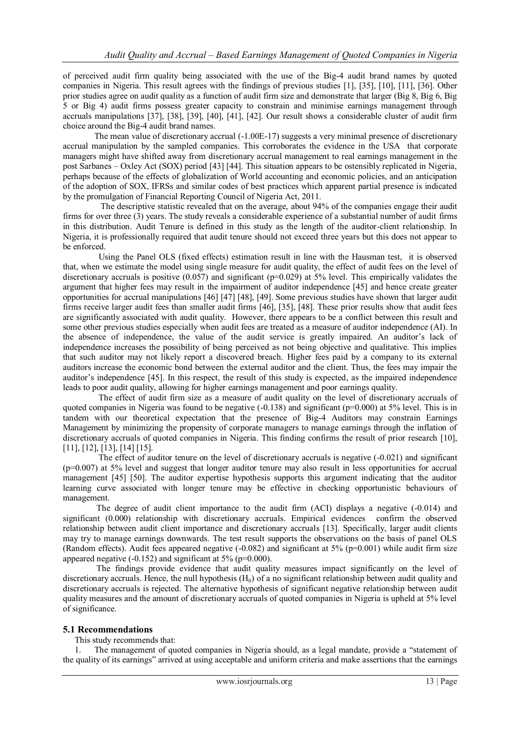of perceived audit firm quality being associated with the use of the Big-4 audit brand names by quoted companies in Nigeria. This result agrees with the findings of previous studies [1], [35], [10], [11], [36]. Other prior studies agree on audit quality as a function of audit firm size and demonstrate that larger (Big 8, Big 6, Big 5 or Big 4) audit firms possess greater capacity to constrain and minimise earnings management through accruals manipulations [37], [38], [39], [40], [41], [42]. Our result shows a considerable cluster of audit firm choice around the Big-4 audit brand names.

The mean value of discretionary accrual (-1.00E-17) suggests a very minimal presence of discretionary accrual manipulation by the sampled companies. This corroborates the evidence in the USA that corporate managers might have shifted away from discretionary accrual management to real earnings management in the post Sarbanes – Oxley Act (SOX) period [43] [44]. This situation appears to be ostensibly replicated in Nigeria, perhaps because of the effects of globalization of World accounting and economic policies, and an anticipation of the adoption of SOX, IFRSs and similar codes of best practices which apparent partial presence is indicated by the promulgation of Financial Reporting Council of Nigeria Act, 2011.

The descriptive statistic revealed that on the average, about 94% of the companies engage their audit firms for over three (3) years. The study reveals a considerable experience of a substantial number of audit firms in this distribution. Audit Tenure is defined in this study as the length of the auditor-client relationship. In Nigeria, it is professionally required that audit tenure should not exceed three years but this does not appear to be enforced.

Using the Panel OLS (fixed effects) estimation result in line with the Hausman test, it is observed that, when we estimate the model using single measure for audit quality, the effect of audit fees on the level of discretionary accruals is positive (0.057) and significant (p=0.029) at 5% level. This empirically validates the argument that higher fees may result in the impairment of auditor independence [45] and hence create greater opportunities for accrual manipulations [46] [47] [48], [49]. Some previous studies have shown that larger audit firms receive larger audit fees than smaller audit firms [46], [35], [48]. These prior results show that audit fees are significantly associated with audit quality. However, there appears to be a conflict between this result and some other previous studies especially when audit fees are treated as a measure of auditor independence (AI). In the absence of independence, the value of the audit service is greatly impaired. An auditor's lack of independence increases the possibility of being perceived as not being objective and qualitative. This implies that such auditor may not likely report a discovered breach. Higher fees paid by a company to its external auditors increase the economic bond between the external auditor and the client. Thus, the fees may impair the auditor's independence [45]. In this respect, the result of this study is expected, as the impaired independence leads to poor audit quality, allowing for higher earnings management and poor earnings quality.

The effect of audit firm size as a measure of audit quality on the level of discretionary accruals of quoted companies in Nigeria was found to be negative (-0.138) and significant (p=0.000) at 5% level. This is in tandem with our theoretical expectation that the presence of Big-4 Auditors may constrain Earnings Management by minimizing the propensity of corporate managers to manage earnings through the inflation of discretionary accruals of quoted companies in Nigeria. This finding confirms the result of prior research [10], [11], [12], [13], [14] [15].

The effect of auditor tenure on the level of discretionary accruals is negative (-0.021) and significant (p=0.007) at 5% level and suggest that longer auditor tenure may also result in less opportunities for accrual management [45] [50]. The auditor expertise hypothesis supports this argument indicating that the auditor learning curve associated with longer tenure may be effective in checking opportunistic behaviours of management.

The degree of audit client importance to the audit firm (ACI) displays a negative (-0.014) and significant (0.000) relationship with discretionary accruals. Empirical evidences confirm the observed relationship between audit client importance and discretionary accruals [13]. Specifically, larger audit clients may try to manage earnings downwards. The test result supports the observations on the basis of panel OLS (Random effects). Audit fees appeared negative (-0.082) and significant at 5% (p=0.001) while audit firm size appeared negative (-0.152) and significant at 5% (p=0.000).

The findings provide evidence that audit quality measures impact significantly on the level of discretionary accruals. Hence, the null hypothesis ($H_0$) of a no significant relationship between audit quality and discretionary accruals is rejected. The alternative hypothesis of significant negative relationship between audit quality measures and the amount of discretionary accruals of quoted companies in Nigeria is upheld at 5% level of significance.

### 5.1 Recommendations

This study recommends that:

1. The management of quoted companies in Nigeria should, as a legal mandate, provide a "statement of the quality of its earnings" arrived at using acceptable and uniform criteria and make assertions that the earnings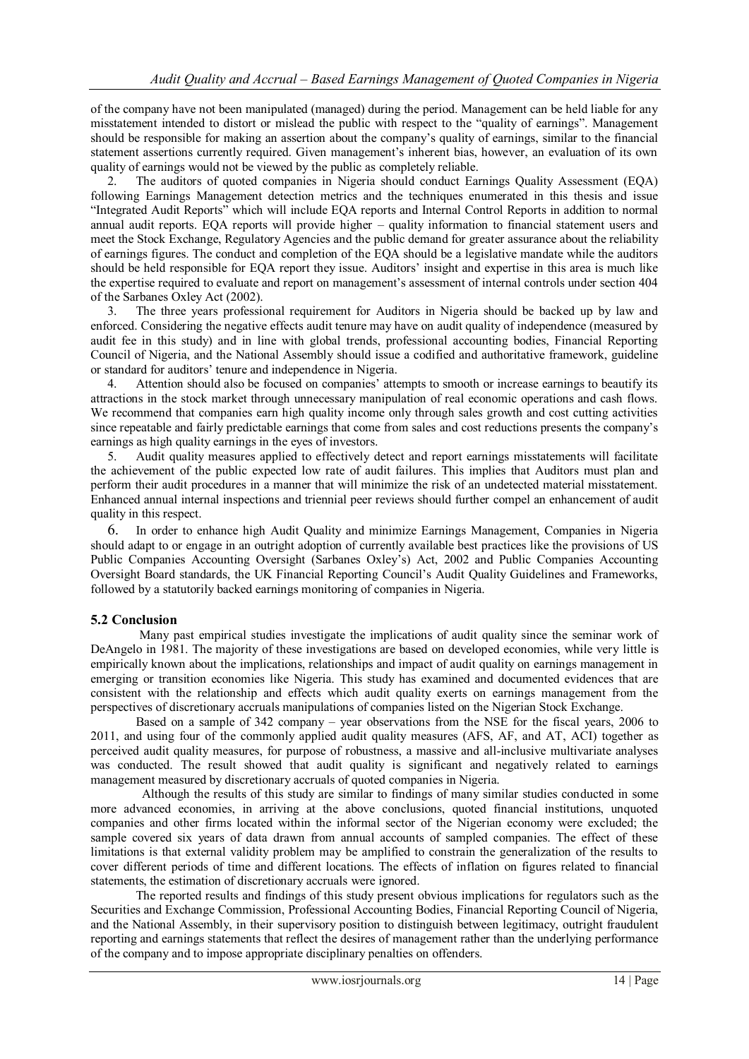of the company have not been manipulated (managed) during the period. Management can be held liable for any misstatement intended to distort or mislead the public with respect to the "quality of earnings". Management should be responsible for making an assertion about the company's quality of earnings, similar to the financial statement assertions currently required. Given management's inherent bias, however, an evaluation of its own quality of earnings would not be viewed by the public as completely reliable.

2. The auditors of quoted companies in Nigeria should conduct Earnings Quality Assessment (EQA) following Earnings Management detection metrics and the techniques enumerated in this thesis and issue "Integrated Audit Reports" which will include EQA reports and Internal Control Reports in addition to normal annual audit reports. EQA reports will provide higher – quality information to financial statement users and meet the Stock Exchange, Regulatory Agencies and the public demand for greater assurance about the reliability of earnings figures. The conduct and completion of the EQA should be a legislative mandate while the auditors should be held responsible for EQA report they issue. Auditors' insight and expertise in this area is much like the expertise required to evaluate and report on management's assessment of internal controls under section 404 of the Sarbanes Oxley Act (2002).

3. The three years professional requirement for Auditors in Nigeria should be backed up by law and enforced. Considering the negative effects audit tenure may have on audit quality of independence (measured by audit fee in this study) and in line with global trends, professional accounting bodies, Financial Reporting Council of Nigeria, and the National Assembly should issue a codified and authoritative framework, guideline or standard for auditors' tenure and independence in Nigeria.

4. Attention should also be focused on companies' attempts to smooth or increase earnings to beautify its attractions in the stock market through unnecessary manipulation of real economic operations and cash flows. We recommend that companies earn high quality income only through sales growth and cost cutting activities since repeatable and fairly predictable earnings that come from sales and cost reductions presents the company's earnings as high quality earnings in the eyes of investors.

5. Audit quality measures applied to effectively detect and report earnings misstatements will facilitate the achievement of the public expected low rate of audit failures. This implies that Auditors must plan and perform their audit procedures in a manner that will minimize the risk of an undetected material misstatement. Enhanced annual internal inspections and triennial peer reviews should further compel an enhancement of audit quality in this respect.

6. In order to enhance high Audit Quality and minimize Earnings Management, Companies in Nigeria should adapt to or engage in an outright adoption of currently available best practices like the provisions of US Public Companies Accounting Oversight (Sarbanes Oxley's) Act, 2002 and Public Companies Accounting Oversight Board standards, the UK Financial Reporting Council's Audit Quality Guidelines and Frameworks, followed by a statutorily backed earnings monitoring of companies in Nigeria.

## 5.2 Conclusion

Many past empirical studies investigate the implications of audit quality since the seminar work of DeAngelo in 1981. The majority of these investigations are based on developed economies, while very little is empirically known about the implications, relationships and impact of audit quality on earnings management in emerging or transition economies like Nigeria. This study has examined and documented evidences that are consistent with the relationship and effects which audit quality exerts on earnings management from the perspectives of discretionary accruals manipulations of companies listed on the Nigerian Stock Exchange.

Based on a sample of 342 company – year observations from the NSE for the fiscal years, 2006 to 2011, and using four of the commonly applied audit quality measures (AFS, AF, and AT, ACI) together as perceived audit quality measures, for purpose of robustness, a massive and all-inclusive multivariate analyses was conducted. The result showed that audit quality is significant and negatively related to earnings management measured by discretionary accruals of quoted companies in Nigeria.

Although the results of this study are similar to findings of many similar studies conducted in some more advanced economies, in arriving at the above conclusions, quoted financial institutions, unquoted companies and other firms located within the informal sector of the Nigerian economy were excluded; the sample covered six years of data drawn from annual accounts of sampled companies. The effect of these limitations is that external validity problem may be amplified to constrain the generalization of the results to cover different periods of time and different locations. The effects of inflation on figures related to financial statements, the estimation of discretionary accruals were ignored.

The reported results and findings of this study present obvious implications for regulators such as the Securities and Exchange Commission, Professional Accounting Bodies, Financial Reporting Council of Nigeria, and the National Assembly, in their supervisory position to distinguish between legitimacy, outright fraudulent reporting and earnings statements that reflect the desires of management rather than the underlying performance of the company and to impose appropriate disciplinary penalties on offenders.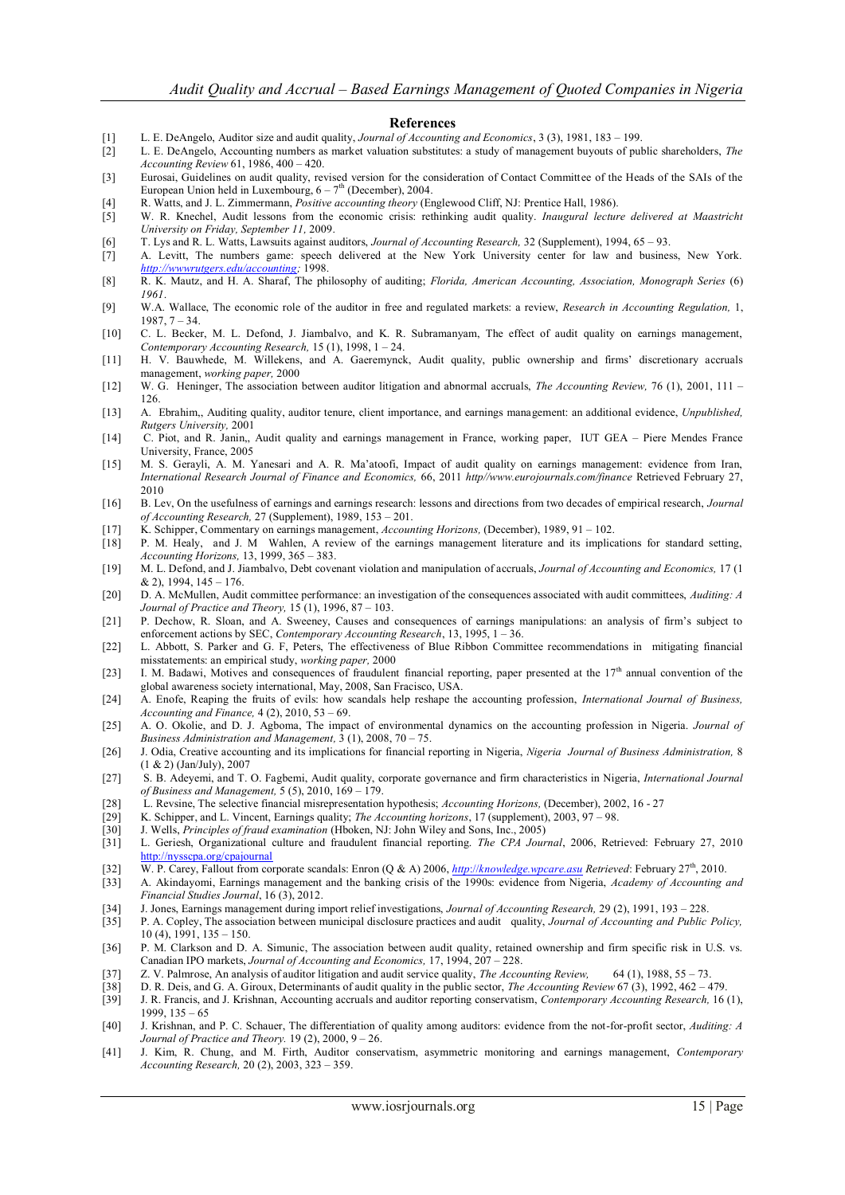## References

[1] L. E. DeAngelo, Auditor size and audit quality, *Journal of Accounting and Economics*, 3 (3), 1981, 183 – 199.

[2] L. E. DeAngelo, Accounting numbers as market valuation substitutes: a study of management buyouts of public shareholders, *The Accounting Review* 61, 1986, 400 – 420.

[3] Eurosai, Guidelines on audit quality, revised version for the consideration of Contact Committee of the Heads of the SAIs of the European Union held in Luxembourg, 6 – 7th (December), 2004.

[4] R. Watts, and J. L. Zimmermann, *Positive accounting theory* (Englewood Cliff, NJ: Prentice Hall, 1986).

[5] W. R. Knechel, Audit lessons from the economic crisis: rethinking audit quality. *Inaugural lecture delivered at Maastricht University on Friday, September 11,* 2009.

[6] T. Lys and R. L. Watts, Lawsuits against auditors, *Journal of Accounting Research,* 32 (Supplement), 1994, 65 – 93.

[7] A. Levitt, The numbers game: speech delivered at the New York University center for law and business, New York. *http://wwwrutgers.edu/accounting;* 1998.

[8] R. K. Mautz, and H. A. Sharaf, The philosophy of auditing; *Florida, American Accounting, Association, Monograph Series* (6) *1961*.

[9] W.A. Wallace, The economic role of the auditor in free and regulated markets: a review, *Research in Accounting Regulation,* 1, 1987, 7 – 34.

[10] C. L. Becker, M. L. Defond, J. Jiambalvo, and K. R. Subramanyam, The effect of audit quality on earnings management, *Contemporary Accounting Research,* 15 (1), 1998, 1 – 24.

[11] H. V. Bauwhede, M. Willekens, and A. Gaeremynck, Audit quality, public ownership and firms' discretionary accruals management, *working paper,* 2000

[12] W. G. Heninger, The association between auditor litigation and abnormal accruals, *The Accounting Review,* 76 (1), 2001, 111 – 126.

[13] A. Ebrahim,, Auditing quality, auditor tenure, client importance, and earnings management: an additional evidence, *Unpublished, Rutgers University,* 2001

[14] C. Piot, and R. Janin,, Audit quality and earnings management in France, working paper, IUT GEA – Piere Mendes France University, France, 2005

[15] M. S. Gerayli, A. M. Yanesari and A. R. Ma'atoofi, Impact of audit quality on earnings management: evidence from Iran, *International Research Journal of Finance and Economics,* 66, 2011 *http//www.eurojournals.com/finance* Retrieved February 27, 2010

[16] B. Lev, On the usefulness of earnings and earnings research: lessons and directions from two decades of empirical research, *Journal of Accounting Research,* 27 (Supplement), 1989, 153 – 201.

[17] K. Schipper, Commentary on earnings management, *Accounting Horizons,* (December), 1989, 91 – 102.

[18] P. M. Healy, and J. M Wahlen, A review of the earnings management literature and its implications for standard setting, *Accounting Horizons,* 13, 1999, 365 – 383.

[19] M. L. Defond, and J. Jiambalvo, Debt covenant violation and manipulation of accruals, *Journal of Accounting and Economics,* 17 (1 & 2), 1994, 145 – 176.

[20] D. A. McMullen, Audit committee performance: an investigation of the consequences associated with audit committees, *Auditing: A Journal of Practice and Theory,* 15 (1), 1996, 87 – 103.

[21] P. Dechow, R. Sloan, and A. Sweeney, Causes and consequences of earnings manipulations: an analysis of firm's subject to enforcement actions by SEC, *Contemporary Accounting Research*, 13, 1995, 1 – 36.

[22] L. Abbott, S. Parker and G. F, Peters, The effectiveness of Blue Ribbon Committee recommendations in mitigating financial misstatements: an empirical study, *working paper,* 2000

[23] I. M. Badawi, Motives and consequences of fraudulent financial reporting, paper presented at the 17th annual convention of the global awareness society international, May, 2008, San Fracisco, USA.

[24] A. Enofe, Reaping the fruits of evils: how scandals help reshape the accounting profession, *International Journal of Business, Accounting and Finance,* 4 (2), 2010, 53 – 69.

[25] A. O. Okolie, and D. J. Agboma, The impact of environmental dynamics on the accounting profession in Nigeria. *Journal of Business Administration and Management,* 3 (1), 2008, 70 – 75.

[26] J. Odia, Creative accounting and its implications for financial reporting in Nigeria, *Nigeria Journal of Business Administration,* 8 (1 & 2) (Jan/July), 2007

[27] S. B. Adeyemi, and T. O. Fagbemi, Audit quality, corporate governance and firm characteristics in Nigeria, *International Journal of Business and Management,* 5 (5), 2010, 169 – 179.

[28] L. Revsine, The selective financial misrepresentation hypothesis; *Accounting Horizons,* (December), 2002, 16 - 27

[29] K. Schipper, and L. Vincent, Earnings quality; *The Accounting horizons*, 17 (supplement), 2003, 97 – 98.

[30] J. Wells, *Principles of fraud examination* (Hboken, NJ: John Wiley and Sons, Inc., 2005)

[31] L. Geriesh, Organizational culture and fraudulent financial reporting. *The CPA Journal*, 2006, Retrieved: February 27, 2010 http://nysscpa.org/cpajournal

[32] W. P. Carey, Fallout from corporate scandals: Enron (Q & A) 2006, *http://knowledge.wpcare.asu Retrieved*: February 27th, 2010.

[33] A. Akindayomi, Earnings management and the banking crisis of the 1990s: evidence from Nigeria, *Academy of Accounting and Financial Studies Journal*, 16 (3), 2012.

[34] J. Jones, Earnings management during import relief investigations, *Journal of Accounting Research,* 29 (2), 1991, 193 – 228.

[35] P. A. Copley, The association between municipal disclosure practices and audit quality, *Journal of Accounting and Public Policy,* 10 (4), 1991, 135 – 150.

[36] P. M. Clarkson and D. A. Simunic, The association between audit quality, retained ownership and firm specific risk in U.S. vs. Canadian IPO markets, *Journal of Accounting and Economics,* 17, 1994, 207 – 228.

[37] Z. V. Palmrose, An analysis of auditor litigation and audit service quality, *The Accounting Review,* 64 (1), 1988, 55 – 73.

[38] D. R. Deis, and G. A. Giroux, Determinants of audit quality in the public sector, *The Accounting Review* 67 (3), 1992, 462 – 479.

[39] J. R. Francis, and J. Krishnan, Accounting accruals and auditor reporting conservatism, *Contemporary Accounting Research,* 16 (1), 1999, 135 – 65

[40] J. Krishnan, and P. C. Schauer, The differentiation of quality among auditors: evidence from the not-for-profit sector, *Auditing: A Journal of Practice and Theory.* 19 (2), 2000, 9 – 26.

[41] J. Kim, R. Chung, and M. Firth, Auditor conservatism, asymmetric monitoring and earnings management, *Contemporary Accounting Research,* 20 (2), 2003, 323 – 359.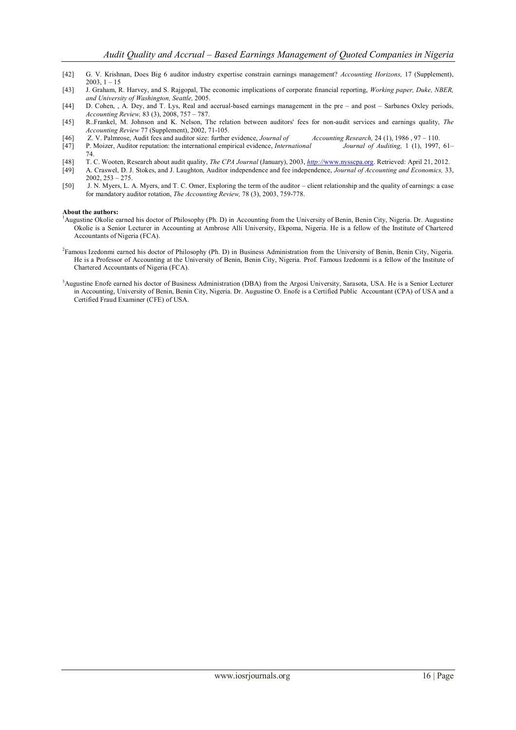[42] G. V. Krishnan, Does Big 6 auditor industry expertise constrain earnings management? *Accounting Horizons,* 17 (Supplement), 2003, 1 – 15

[43] J. Graham, R. Harvey, and S. Rajgopal, The economic implications of corporate financial reporting, *Working paper, Duke, NBER, and University of Washington, Seattle,* 2005.

[44] D. Cohen, , A. Dey, and T. Lys, Real and accrual-based earnings management in the pre – and post – Sarbanes Oxley periods, *Accounting Review,* 83 (3), 2008, 757 – 787.

[45] R..Frankel, M. Johnson and K. Nelson, The relation between auditors' fees for non-audit services and earnings quality, *The Accounting Review* 77 (Supplement), 2002, 71-105.

[46] Z. V. Palmrose, Audit fees and auditor size: further evidence, *Journal of Accounting Research,* 24 (1), 1986 , 97 – 110.

[47] P. Moizer, Auditor reputation: the international empirical evidence, *International Journal of Auditing,* 1 (1), 1997, 61–74.

[48] T. C. Wooten, Research about audit quality, *The CPA Journal* (January), 2003, *http://*www.nysscpa.org. Retrieved: April 21, 2012.

[49] A. Craswel, D. J. Stokes, and J. Laughton, Auditor independence and fee independence, *Journal of Accounting and Economics,* 33, 2002, 253 – 275.

[50] J. N. Myers, L. A. Myers, and T. C. Omer, Exploring the term of the auditor – client relationship and the quality of earnings: a case for mandatory auditor rotation, *The Accounting Review,* 78 (3), 2003, 759-778.

**About the authors:**

[1]Augustine Okolie earned his doctor of Philosophy (Ph. D) in Accounting from the University of Benin, Benin City, Nigeria. Dr. Augustine Okolie is a Senior Lecturer in Accounting at Ambrose Alli University, Ekpoma, Nigeria. He is a fellow of the Institute of Chartered Accountants of Nigeria (FCA).

[2]Famous Izedonmi earned his doctor of Philosophy (Ph. D) in Business Administration from the University of Benin, Benin City, Nigeria. He is a Professor of Accounting at the University of Benin, Benin City, Nigeria. Prof. Famous Izedonmi is a fellow of the Institute of Chartered Accountants of Nigeria (FCA).

[3]Augustine Enofe earned his doctor of Business Administration (DBA) from the Argosi University, Sarasota, USA. He is a Senior Lecturer in Accounting, University of Benin, Benin City, Nigeria. Dr. Augustine O. Enofe is a Certified Public Accountant (CPA) of USA and a Certified Fraud Examiner (CFE) of USA.